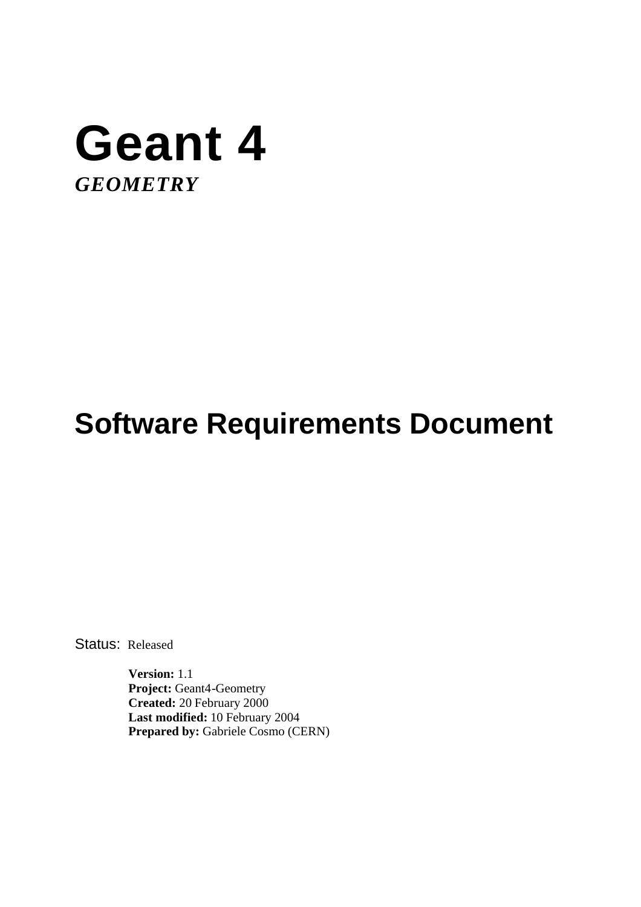# Geant 4

***GEOMETRY***

# Software Requirements Document

Status: Released

**Version:** 1.1
**Project:** Geant4-Geometry
**Created:** 20 February 2000
**Last modified:** 10 February 2004
**Prepared by:** Gabriele Cosmo (CERN)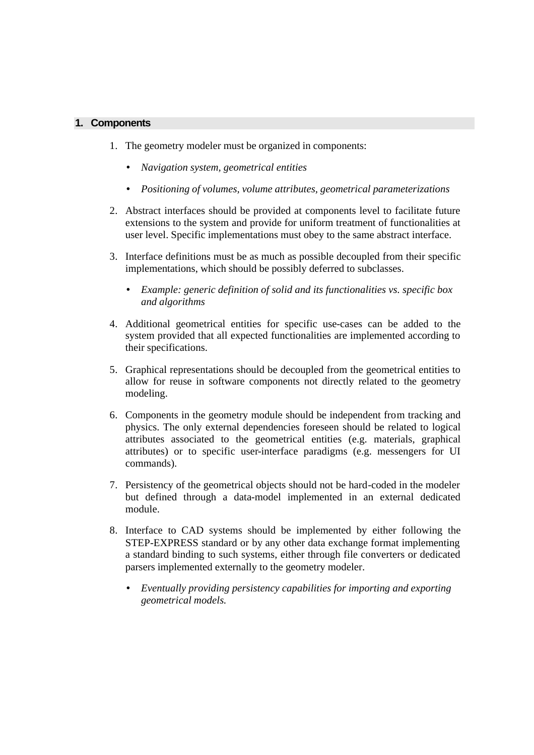## 1. Components

1. The geometry modeler must be organized in components:

    - *Navigation system, geometrical entities*
    - *Positioning of volumes, volume attributes, geometrical parameterizations*

2. Abstract interfaces should be provided at components level to facilitate future extensions to the system and provide for uniform treatment of functionalities at user level. Specific implementations must obey to the same abstract interface.

3. Interface definitions must be as much as possible decoupled from their specific implementations, which should be possibly deferred to subclasses.

    - *Example: generic definition of solid and its functionalities vs. specific box and algorithms*

4. Additional geometrical entities for specific use-cases can be added to the system provided that all expected functionalities are implemented according to their specifications.

5. Graphical representations should be decoupled from the geometrical entities to allow for reuse in software components not directly related to the geometry modeling.

6. Components in the geometry module should be independent from tracking and physics. The only external dependencies foreseen should be related to logical attributes associated to the geometrical entities (e.g. materials, graphical attributes) or to specific user-interface paradigms (e.g. messengers for UI commands).

7. Persistency of the geometrical objects should not be hard-coded in the modeler but defined through a data-model implemented in an external dedicated module.

8. Interface to CAD systems should be implemented by either following the STEP-EXPRESS standard or by any other data exchange format implementing a standard binding to such systems, either through file converters or dedicated parsers implemented externally to the geometry modeler.

    - *Eventually providing persistency capabilities for importing and exporting geometrical models.*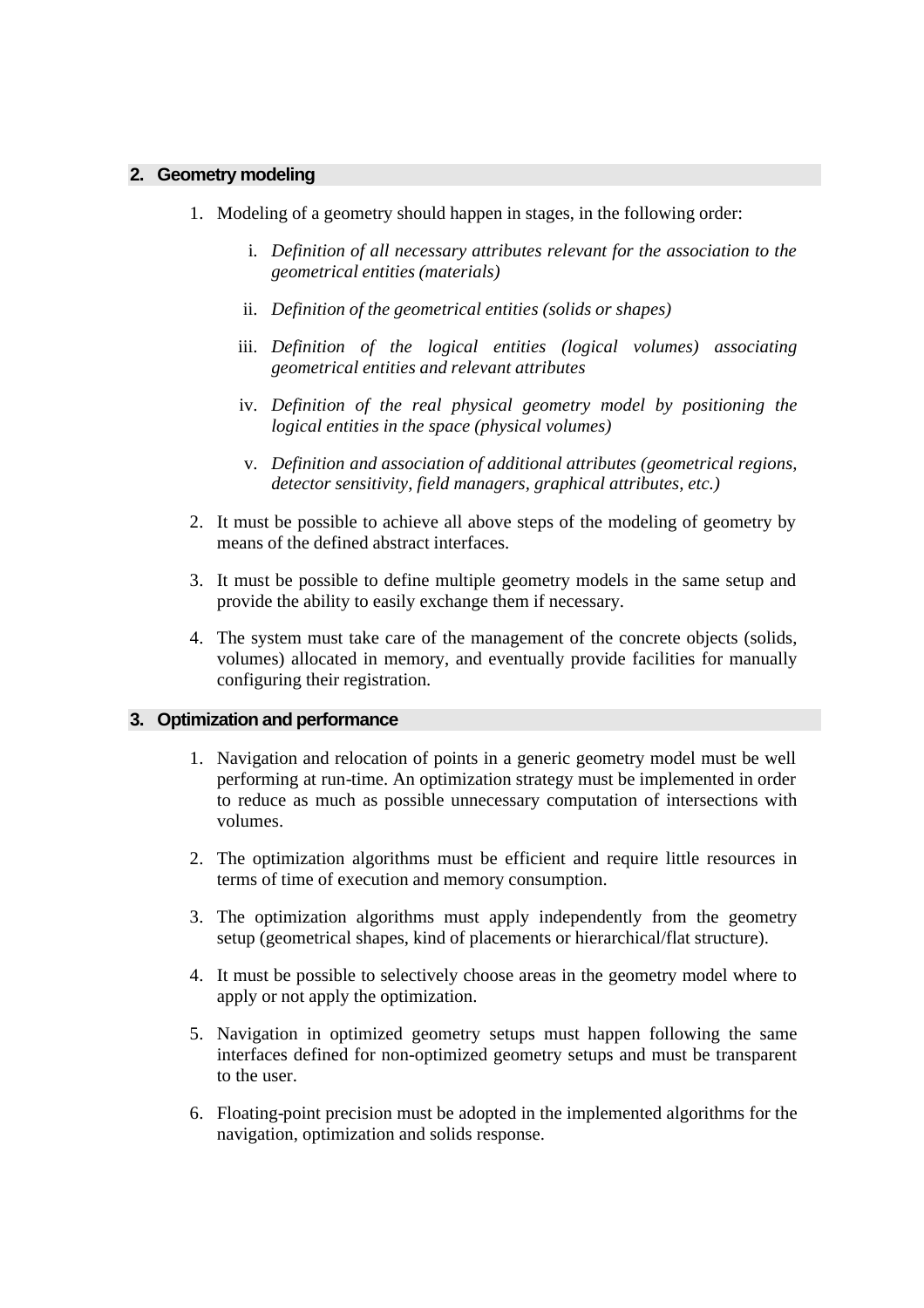## 2. Geometry modeling

1. Modeling of a geometry should happen in stages, in the following order:

   i. *Definition of all necessary attributes relevant for the association to the geometrical entities (materials)*

   ii. *Definition of the geometrical entities (solids or shapes)*

   iii. *Definition of the logical entities (logical volumes) associating geometrical entities and relevant attributes*

   iv. *Definition of the real physical geometry model by positioning the logical entities in the space (physical volumes)*

   v. *Definition and association of additional attributes (geometrical regions, detector sensitivity, field managers, graphical attributes, etc.)*

2. It must be possible to achieve all above steps of the modeling of geometry by means of the defined abstract interfaces.

3. It must be possible to define multiple geometry models in the same setup and provide the ability to easily exchange them if necessary.

4. The system must take care of the management of the concrete objects (solids, volumes) allocated in memory, and eventually provide facilities for manually configuring their registration.

## 3. Optimization and performance

1. Navigation and relocation of points in a generic geometry model must be well performing at run-time. An optimization strategy must be implemented in order to reduce as much as possible unnecessary computation of intersections with volumes.

2. The optimization algorithms must be efficient and require little resources in terms of time of execution and memory consumption.

3. The optimization algorithms must apply independently from the geometry setup (geometrical shapes, kind of placements or hierarchical/flat structure).

4. It must be possible to selectively choose areas in the geometry model where to apply or not apply the optimization.

5. Navigation in optimized geometry setups must happen following the same interfaces defined for non-optimized geometry setups and must be transparent to the user.

6. Floating-point precision must be adopted in the implemented algorithms for the navigation, optimization and solids response.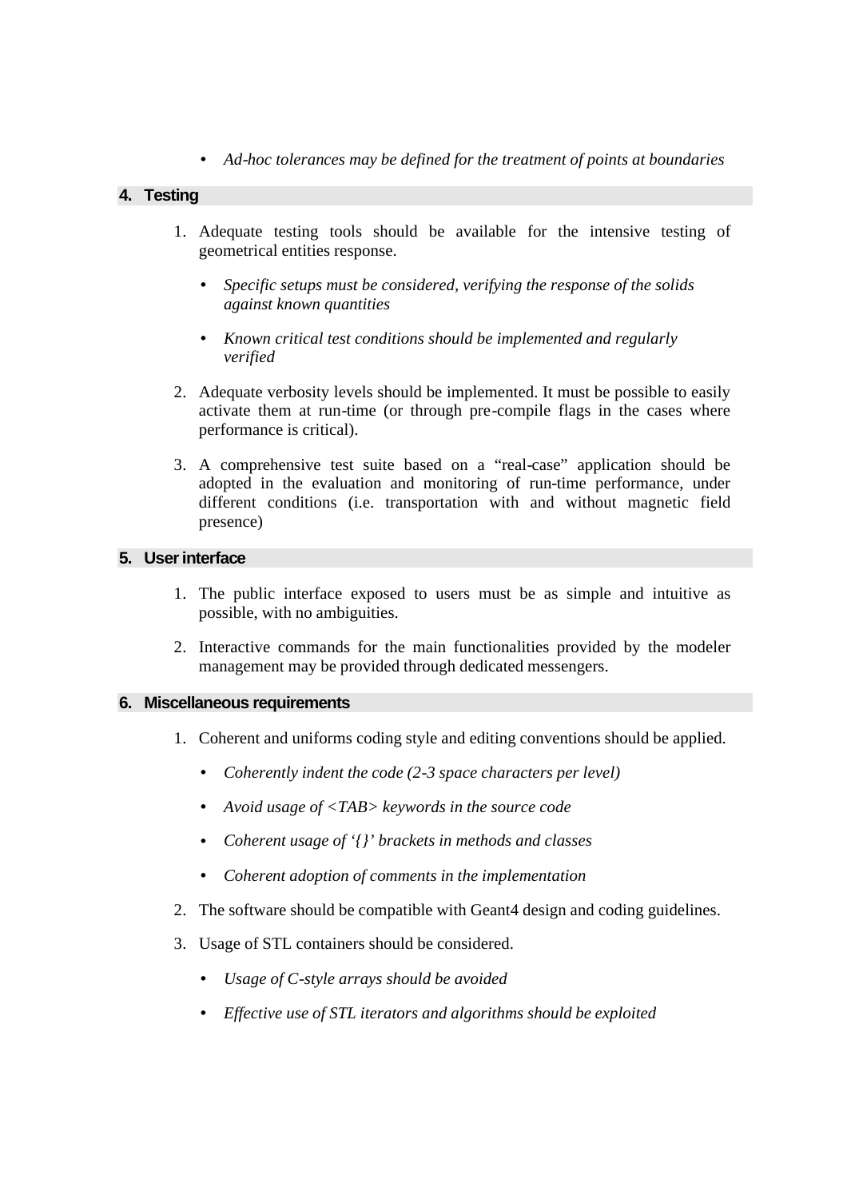- *Ad-hoc tolerances may be defined for the treatment of points at boundaries*

## 4. Testing

1. Adequate testing tools should be available for the intensive testing of geometrical entities response.

   - *Specific setups must be considered, verifying the response of the solids against known quantities*

   - *Known critical test conditions should be implemented and regularly verified*

2. Adequate verbosity levels should be implemented. It must be possible to easily activate them at run-time (or through pre-compile flags in the cases where performance is critical).

3. A comprehensive test suite based on a "real-case" application should be adopted in the evaluation and monitoring of run-time performance, under different conditions (i.e. transportation with and without magnetic field presence)

## 5. User interface

1. The public interface exposed to users must be as simple and intuitive as possible, with no ambiguities.

2. Interactive commands for the main functionalities provided by the modeler management may be provided through dedicated messengers.

## 6. Miscellaneous requirements

1. Coherent and uniforms coding style and editing conventions should be applied.

   - *Coherently indent the code (2-3 space characters per level)*

   - *Avoid usage of <TAB> keywords in the source code*

   - *Coherent usage of '{}' brackets in methods and classes*

   - *Coherent adoption of comments in the implementation*

2. The software should be compatible with Geant4 design and coding guidelines.

3. Usage of STL containers should be considered.

   - *Usage of C-style arrays should be avoided*

   - *Effective use of STL iterators and algorithms should be exploited*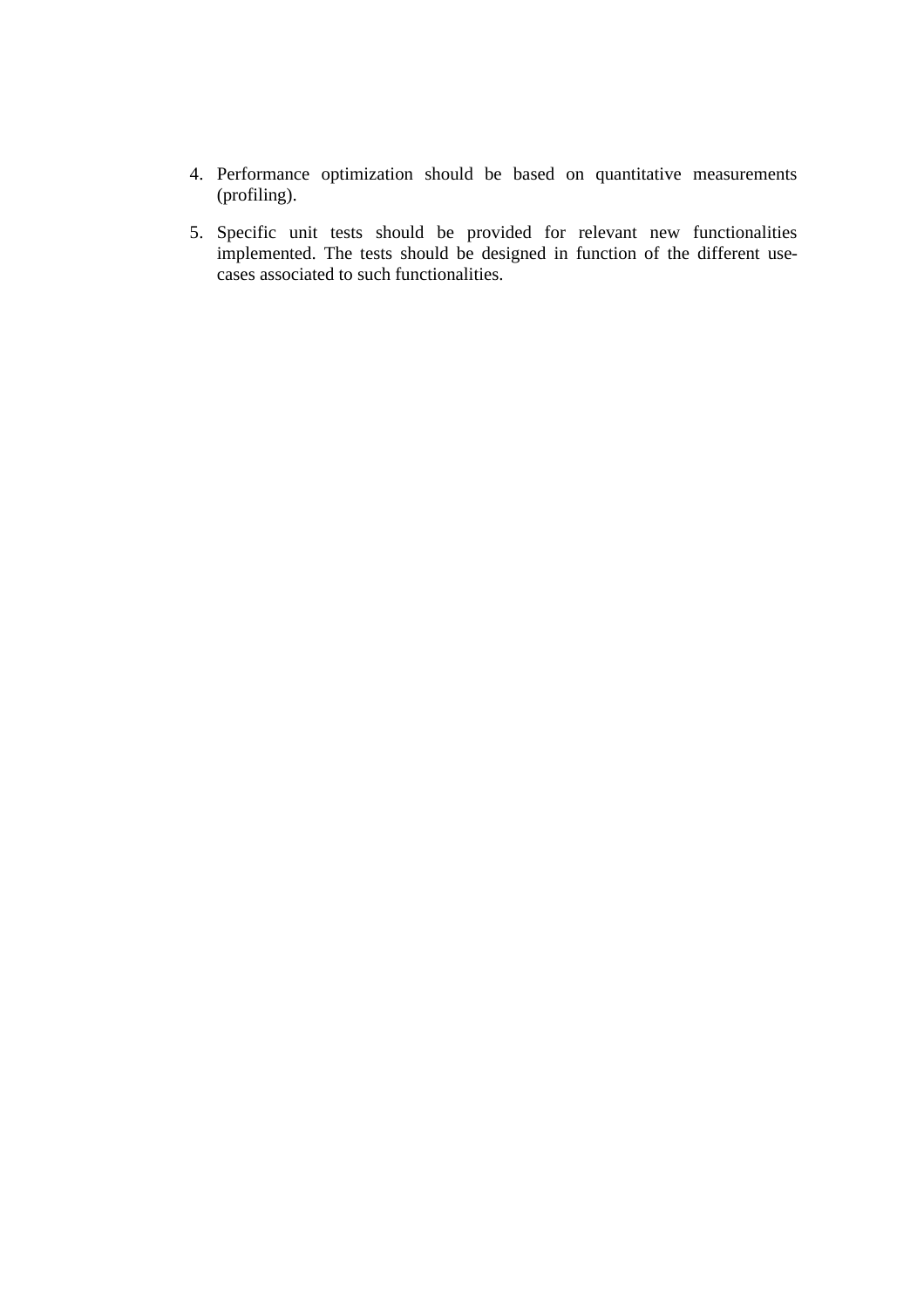4. Performance optimization should be based on quantitative measurements (profiling).

5. Specific unit tests should be provided for relevant new functionalities implemented. The tests should be designed in function of the different use-cases associated to such functionalities.